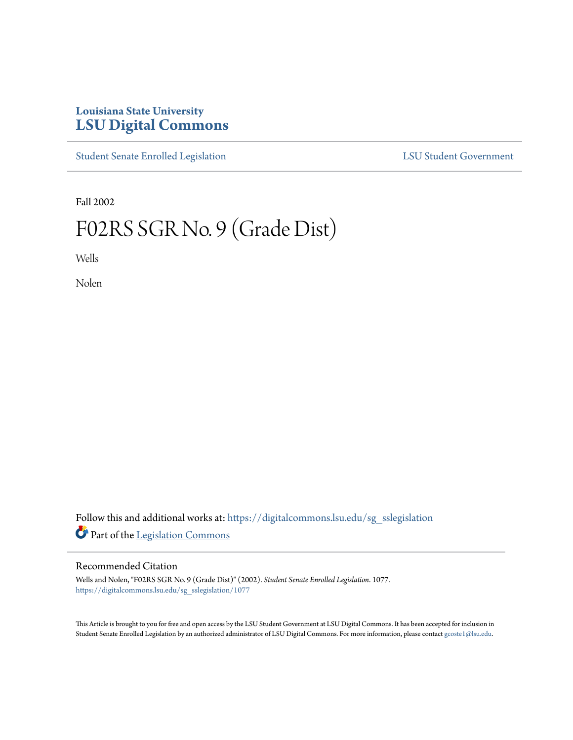Louisiana State University

# LSU Digital Commons

Student Senate Enrolled Legislation

LSU Student Government

Fall 2002

# F02RS SGR No. 9 (Grade Dist)

Wells

Nolen

Follow this and additional works at: https://digitalcommons.lsu.edu/sg_sslegislation

Part of the Legislation Commons

## Recommended Citation

Wells and Nolen, "F02RS SGR No. 9 (Grade Dist)" (2002). *Student Senate Enrolled Legislation*. 1077.
https://digitalcommons.lsu.edu/sg_sslegislation/1077

This Article is brought to you for free and open access by the LSU Student Government at LSU Digital Commons. It has been accepted for inclusion in Student Senate Enrolled Legislation by an authorized administrator of LSU Digital Commons. For more information, please contact gcoste1@lsu.edu.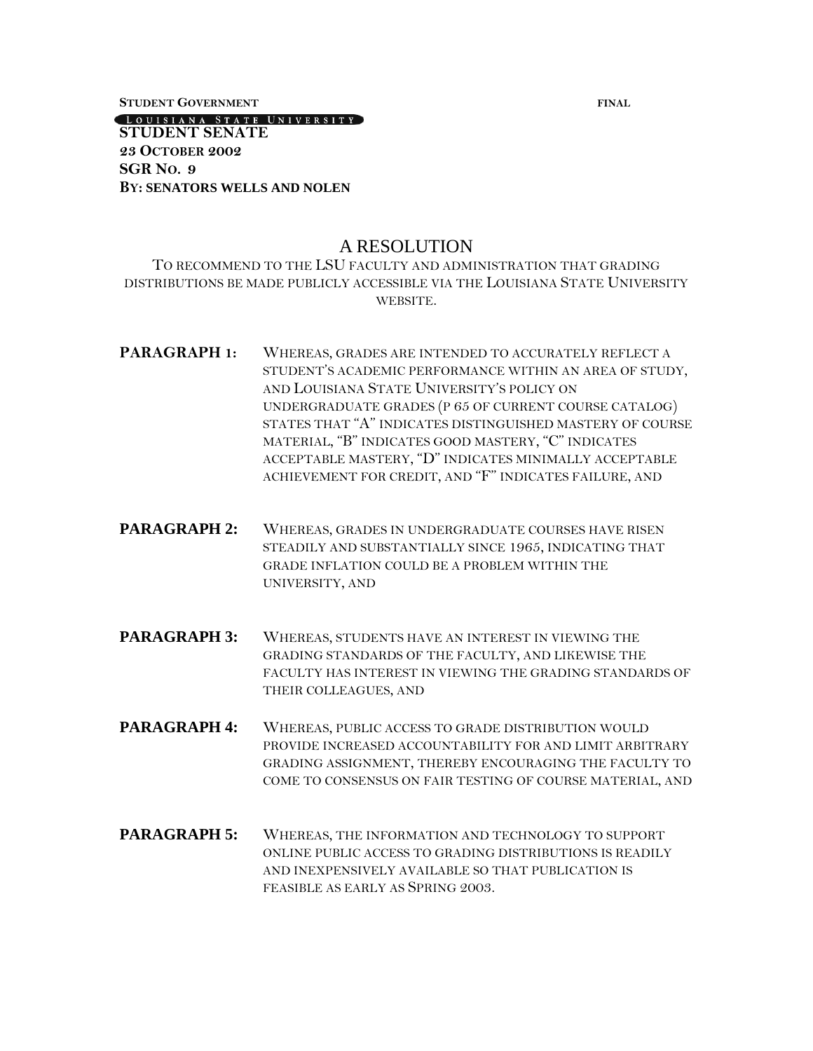**STUDENT GOVERNMENT** **FINAL**

LOUISIANA STATE UNIVERSITY

**STUDENT SENATE**

**23 OCTOBER 2002**

**SGR NO. 9**

**BY: SENATORS WELLS AND NOLEN**

# A RESOLUTION

TO RECOMMEND TO THE LSU FACULTY AND ADMINISTRATION THAT GRADING DISTRIBUTIONS BE MADE PUBLICLY ACCESSIBLE VIA THE LOUISIANA STATE UNIVERSITY WEBSITE.

**PARAGRAPH 1:** WHEREAS, GRADES ARE INTENDED TO ACCURATELY REFLECT A STUDENT'S ACADEMIC PERFORMANCE WITHIN AN AREA OF STUDY, AND LOUISIANA STATE UNIVERSITY'S POLICY ON UNDERGRADUATE GRADES (P 65 OF CURRENT COURSE CATALOG) STATES THAT "A" INDICATES DISTINGUISHED MASTERY OF COURSE MATERIAL, "B" INDICATES GOOD MASTERY, "C" INDICATES ACCEPTABLE MASTERY, "D" INDICATES MINIMALLY ACCEPTABLE ACHIEVEMENT FOR CREDIT, AND "F" INDICATES FAILURE, AND

**PARAGRAPH 2:** WHEREAS, GRADES IN UNDERGRADUATE COURSES HAVE RISEN STEADILY AND SUBSTANTIALLY SINCE 1965, INDICATING THAT GRADE INFLATION COULD BE A PROBLEM WITHIN THE UNIVERSITY, AND

**PARAGRAPH 3:** WHEREAS, STUDENTS HAVE AN INTEREST IN VIEWING THE GRADING STANDARDS OF THE FACULTY, AND LIKEWISE THE FACULTY HAS INTEREST IN VIEWING THE GRADING STANDARDS OF THEIR COLLEAGUES, AND

**PARAGRAPH 4:** WHEREAS, PUBLIC ACCESS TO GRADE DISTRIBUTION WOULD PROVIDE INCREASED ACCOUNTABILITY FOR AND LIMIT ARBITRARY GRADING ASSIGNMENT, THEREBY ENCOURAGING THE FACULTY TO COME TO CONSENSUS ON FAIR TESTING OF COURSE MATERIAL, AND

**PARAGRAPH 5:** WHEREAS, THE INFORMATION AND TECHNOLOGY TO SUPPORT ONLINE PUBLIC ACCESS TO GRADING DISTRIBUTIONS IS READILY AND INEXPENSIVELY AVAILABLE SO THAT PUBLICATION IS FEASIBLE AS EARLY AS SPRING 2003.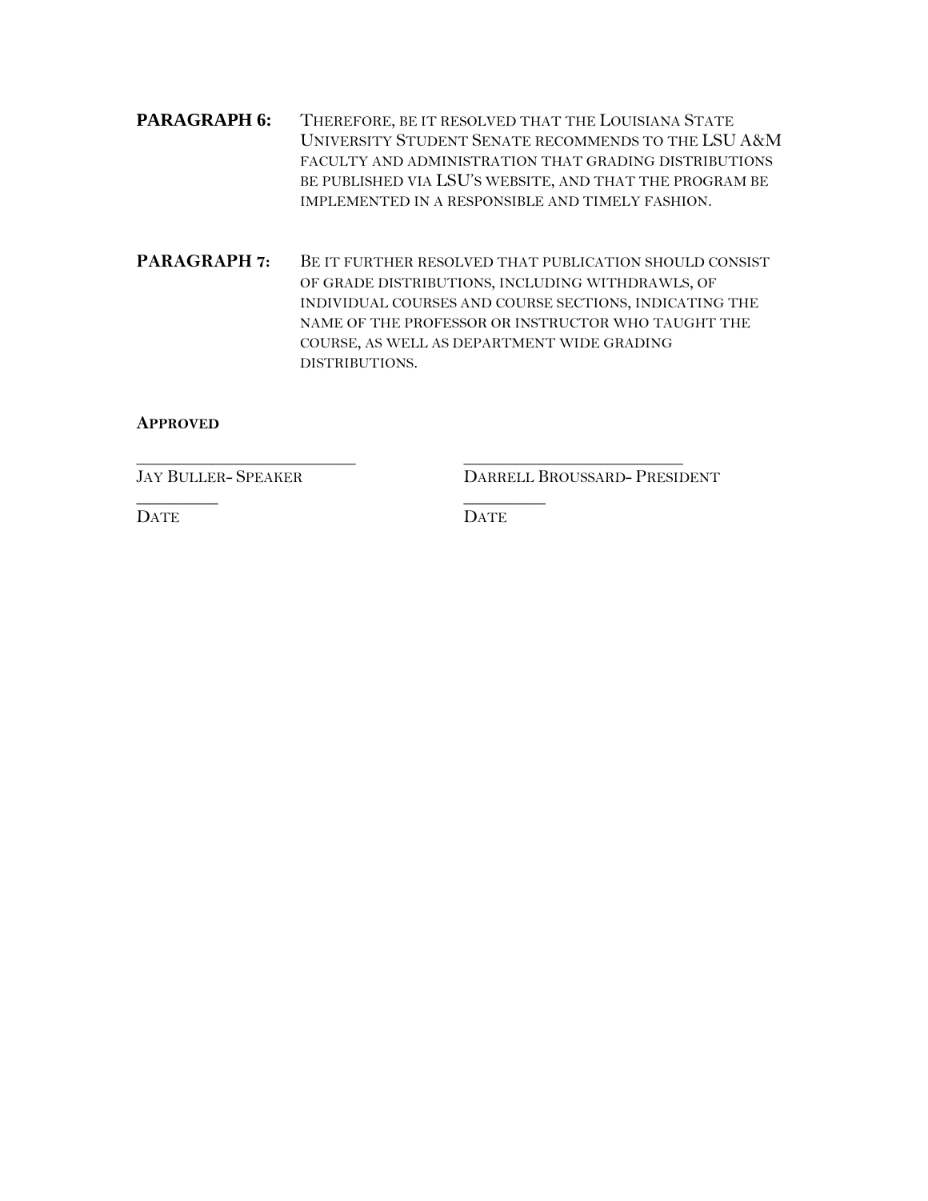**PARAGRAPH 6:** THEREFORE, BE IT RESOLVED THAT THE LOUISIANA STATE UNIVERSITY STUDENT SENATE RECOMMENDS TO THE LSU A&M FACULTY AND ADMINISTRATION THAT GRADING DISTRIBUTIONS BE PUBLISHED VIA LSU'S WEBSITE, AND THAT THE PROGRAM BE IMPLEMENTED IN A RESPONSIBLE AND TIMELY FASHION.

**PARAGRAPH 7:** BE IT FURTHER RESOLVED THAT PUBLICATION SHOULD CONSIST OF GRADE DISTRIBUTIONS, INCLUDING WITHDRAWLS, OF INDIVIDUAL COURSES AND COURSE SECTIONS, INDICATING THE NAME OF THE PROFESSOR OR INSTRUCTOR WHO TAUGHT THE COURSE, AS WELL AS DEPARTMENT WIDE GRADING DISTRIBUTIONS.

**APPROVED**

| | |
|---|---|
| ______________________ | ______________________ |
| JAY BULLER- SPEAKER | DARRELL BROUSSARD- PRESIDENT |
| ________ | ________ |
| DATE | DATE |